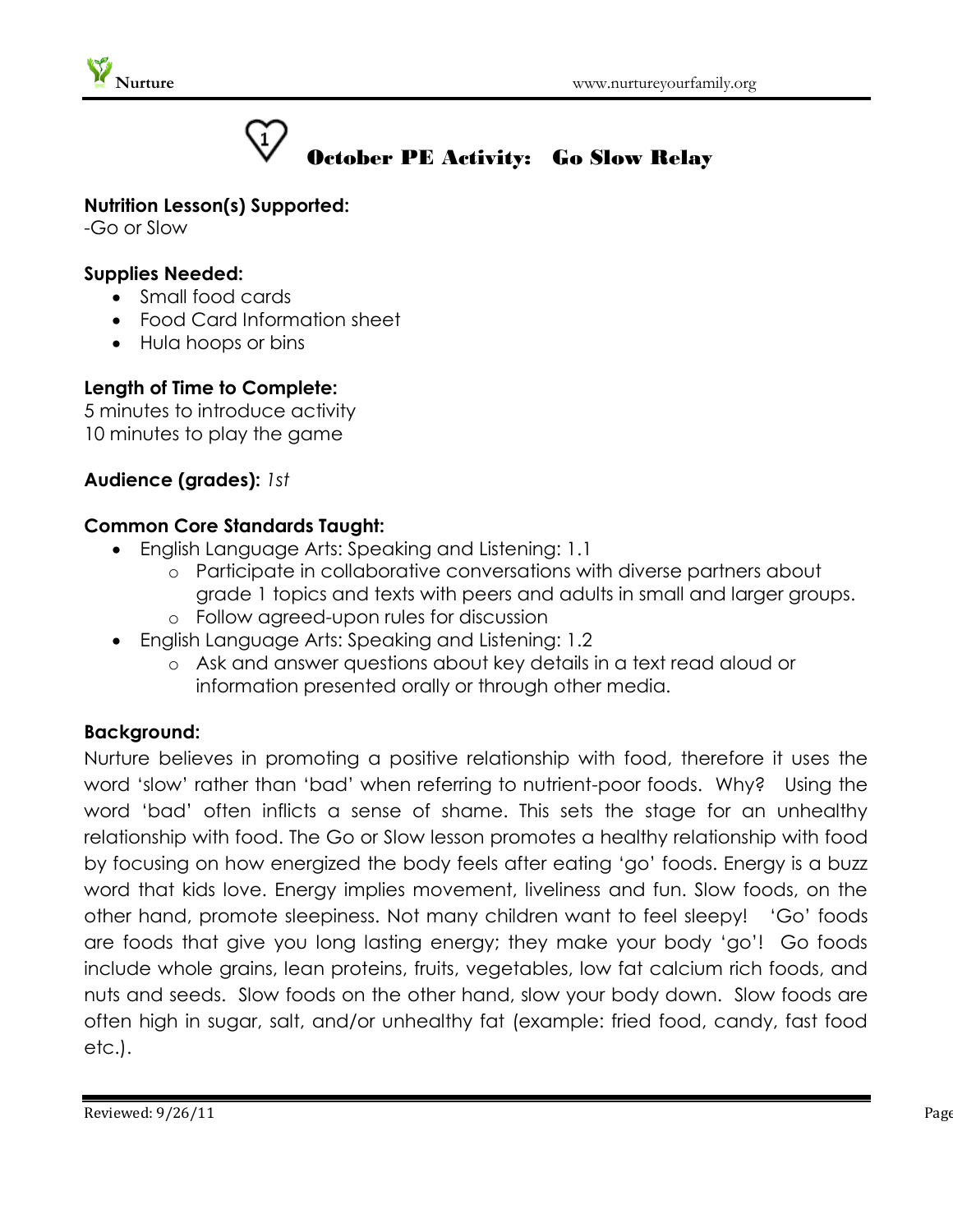# October PE Activity: Go Slow Relay

**Nutrition Lesson(s) Supported:**
-Go or Slow

**Supplies Needed:**

- Small food cards
- Food Card Information sheet
- Hula hoops or bins

**Length of Time to Complete:**
5 minutes to introduce activity
10 minutes to play the game

**Audience (grades):** *1st*

**Common Core Standards Taught:**

- English Language Arts: Speaking and Listening: 1.1
  - Participate in collaborative conversations with diverse partners about grade 1 topics and texts with peers and adults in small and larger groups.
  - Follow agreed-upon rules for discussion
- English Language Arts: Speaking and Listening: 1.2
  - Ask and answer questions about key details in a text read aloud or information presented orally or through other media.

**Background:**
Nurture believes in promoting a positive relationship with food, therefore it uses the word 'slow' rather than 'bad' when referring to nutrient-poor foods. Why? Using the word 'bad' often inflicts a sense of shame. This sets the stage for an unhealthy relationship with food. The Go or Slow lesson promotes a healthy relationship with food by focusing on how energized the body feels after eating 'go' foods. Energy is a buzz word that kids love. Energy implies movement, liveliness and fun. Slow foods, on the other hand, promote sleepiness. Not many children want to feel sleepy! 'Go' foods are foods that give you long lasting energy; they make your body 'go'! Go foods include whole grains, lean proteins, fruits, vegetables, low fat calcium rich foods, and nuts and seeds. Slow foods on the other hand, slow your body down. Slow foods are often high in sugar, salt, and/or unhealthy fat (example: fried food, candy, fast food etc.).

Reviewed: 9/26/11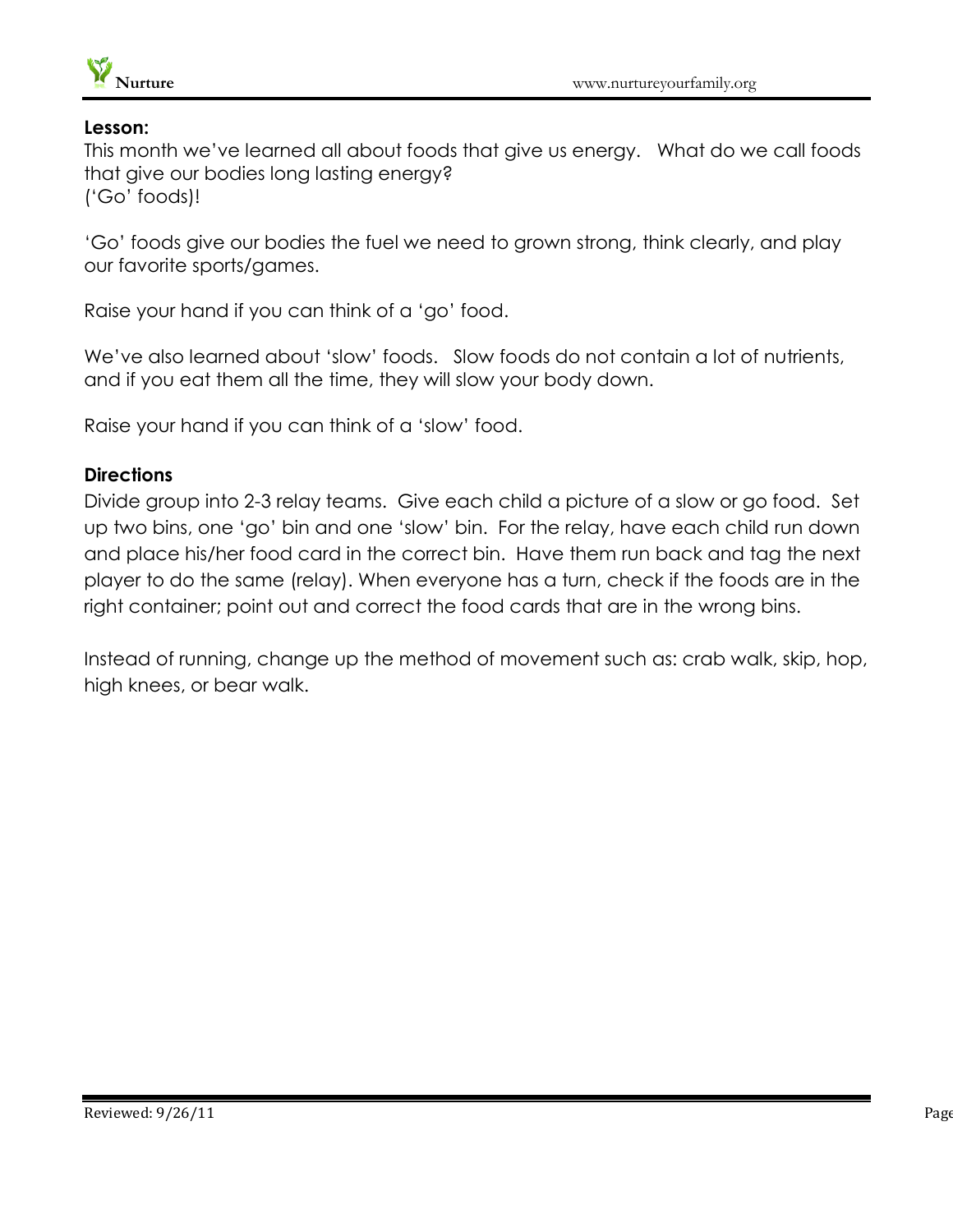**Lesson:**

This month we've learned all about foods that give us energy. What do we call foods that give our bodies long lasting energy?
('Go' foods)!

'Go' foods give our bodies the fuel we need to grown strong, think clearly, and play our favorite sports/games.

Raise your hand if you can think of a 'go' food.

We've also learned about 'slow' foods. Slow foods do not contain a lot of nutrients, and if you eat them all the time, they will slow your body down.

Raise your hand if you can think of a 'slow' food.

**Directions**

Divide group into 2-3 relay teams. Give each child a picture of a slow or go food. Set up two bins, one 'go' bin and one 'slow' bin. For the relay, have each child run down and place his/her food card in the correct bin. Have them run back and tag the next player to do the same (relay). When everyone has a turn, check if the foods are in the right container; point out and correct the food cards that are in the wrong bins.

Instead of running, change up the method of movement such as: crab walk, skip, hop, high knees, or bear walk.

Reviewed: 9/26/11